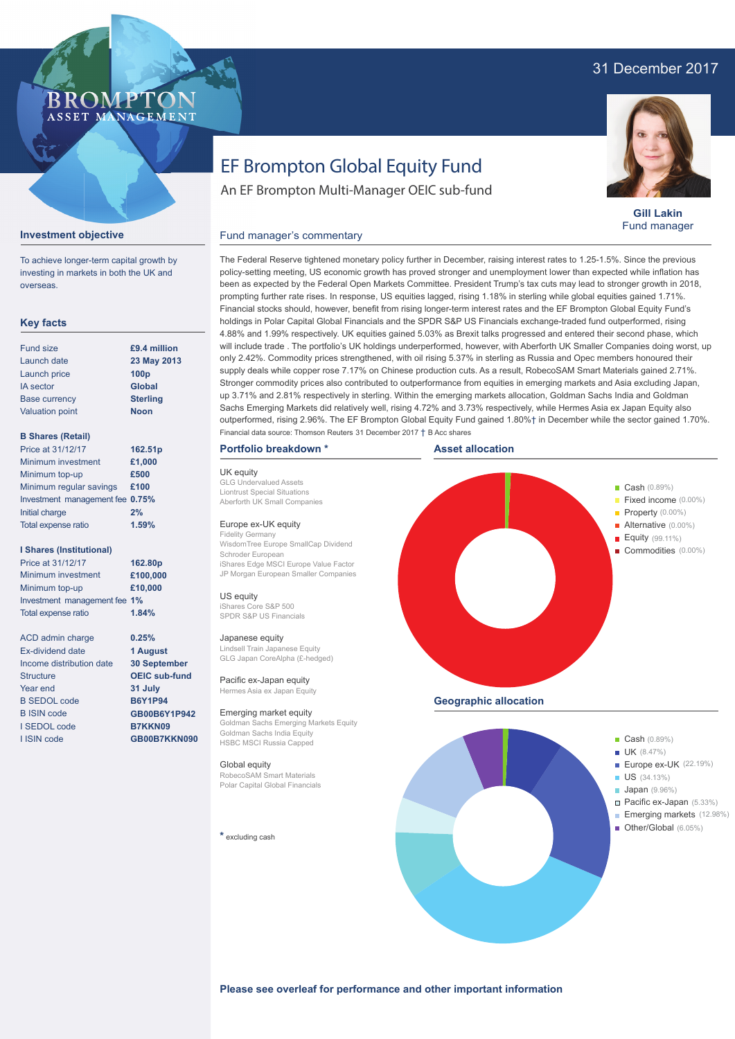31 December 2017

# EF Brompton Global Equity Fund

An EF Brompton Multi-Manager OEIC sub-fund

**Gill Lakin**
Fund manager

## Investment objective

To achieve longer-term capital growth by investing in markets in both the UK and overseas.

## Key facts

| | |
|---|---|
| Fund size | **£9.4 million** |
| Launch date | **23 May 2013** |
| Launch price | **100p** |
| IA sector | **Global** |
| Base currency | **Sterling** |
| Valuation point | **Noon** |

**B Shares (Retail)**

| | |
|---|---|
| Price at 31/12/17 | **162.51p** |
| Minimum investment | **£1,000** |
| Minimum top-up | **£500** |
| Minimum regular savings | **£100** |
| Investment management fee | **0.75%** |
| Initial charge | **2%** |
| Total expense ratio | **1.59%** |

**I Shares (Institutional)**

| | |
|---|---|
| Price at 31/12/17 | **162.80p** |
| Minimum investment | **£100,000** |
| Minimum top-up | **£10,000** |
| Investment management fee | **1%** |
| Total expense ratio | **1.84%** |

| | |
|---|---|
| ACD admin charge | **0.25%** |
| Ex-dividend date | **1 August** |
| Income distribution date | **30 September** |
| Structure | **OEIC sub-fund** |
| Year end | **31 July** |
| B SEDOL code | **B6Y1P94** |
| B ISIN code | **GB00B6Y1P942** |
| I SEDOL code | **B7KKN09** |
| I ISIN code | **GB00B7KKN090** |

## Fund manager's commentary

The Federal Reserve tightened monetary policy further in December, raising interest rates to 1.25-1.5%. Since the previous policy-setting meeting, US economic growth has proved stronger and unemployment lower than expected while inflation has been as expected by the Federal Open Markets Committee. President Trump's tax cuts may lead to stronger growth in 2018, prompting further rate rises. In response, US equities lagged, rising 1.18% in sterling while global equities gained 1.71%. Financial stocks should, however, benefit from rising longer-term interest rates and the EF Brompton Global Equity Fund's holdings in Polar Capital Global Financials and the SPDR S&P US Financials exchange-traded fund outperformed, rising 4.88% and 1.99% respectively. UK equities gained 5.03% as Brexit talks progressed and entered their second phase, which will include trade . The portfolio's UK holdings underperformed, however, with Aberforth UK Smaller Companies doing worst, up only 2.42%. Commodity prices strengthened, with oil rising 5.37% in sterling as Russia and Opec members honoured their supply deals while copper rose 7.17% on Chinese production cuts. As a result, RobecoSAM Smart Materials gained 2.71%. Stronger commodity prices also contributed to outperformance from equities in emerging markets and Asia excluding Japan, up 3.71% and 2.81% respectively in sterling. Within the emerging markets allocation, Goldman Sachs India and Goldman Sachs Emerging Markets did relatively well, rising 4.72% and 3.73% respectively, while Hermes Asia ex Japan Equity also outperformed, rising 2.96%. The EF Brompton Global Equity Fund gained 1.80%† in December while the sector gained 1.70%.

Financial data source: Thomson Reuters 31 December 2017 † B Acc shares

## Portfolio breakdown *

**UK equity**
GLG Undervalued Assets
Liontrust Special Situations
Aberforth UK Small Companies

**Europe ex-UK equity**
Fidelity Germany
WisdomTree Europe SmallCap Dividend
Schroder European
iShares Edge MSCI Europe Value Factor
JP Morgan European Smaller Companies

**US equity**
iShares Core S&P 500
SPDR S&P US Financials

**Japanese equity**
Lindsell Train Japanese Equity
GLG Japan CoreAlpha (£-hedged)

**Pacific ex-Japan equity**
Hermes Asia ex Japan Equity

**Emerging market equity**
Goldman Sachs Emerging Markets Equity
Goldman Sachs India Equity
HSBC MSCI Russia Capped

**Global equity**
RobecoSAM Smart Materials
Polar Capital Global Financials

* excluding cash

## Asset allocation

- Cash (0.89%)
- Fixed income (0.00%)
- Property (0.00%)
- Alternative (0.00%)
- Equity (99.11%)
- Commodities (0.00%)

## Geographic allocation

- Cash (0.89%)
- UK (8.47%)
- Europe ex-UK (22.19%)
- US (34.13%)
- Japan (9.96%)
- Pacific ex-Japan (5.33%)
- Emerging markets (12.98%)
- Other/Global (6.05%)

**Please see overleaf for performance and other important information**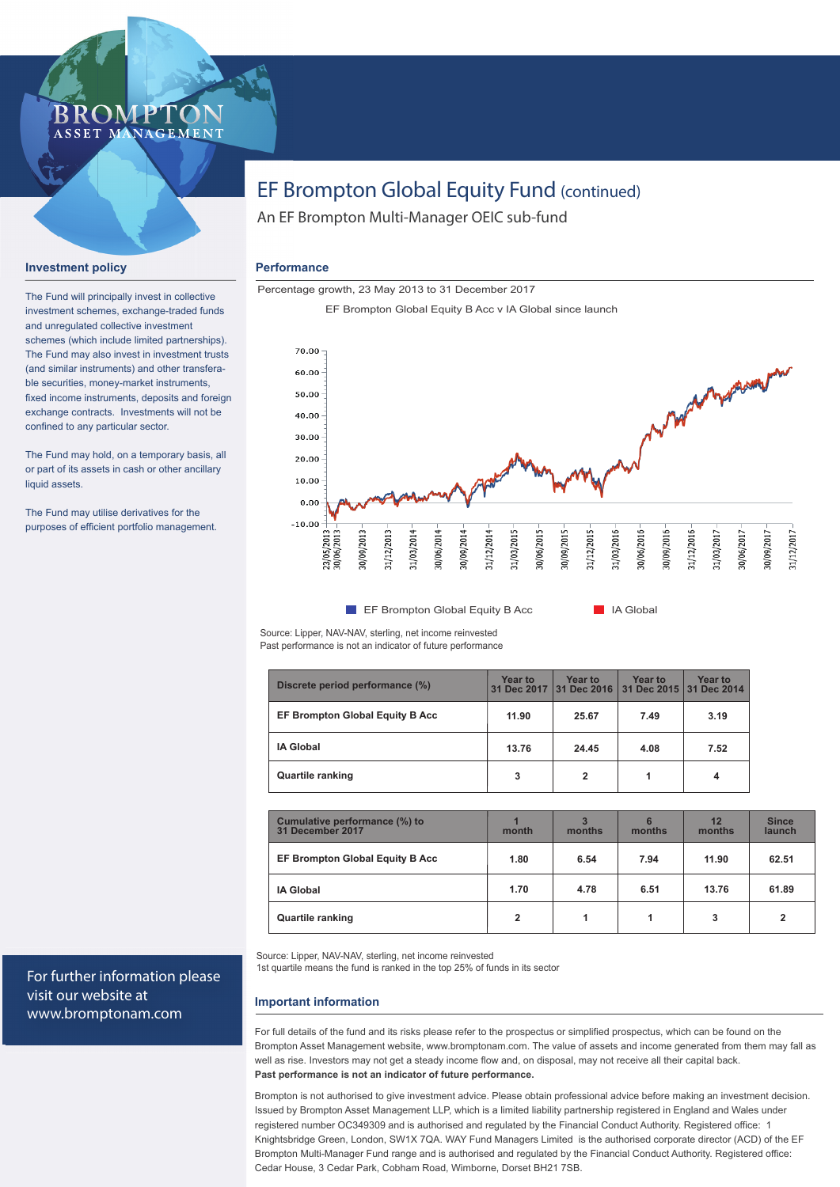BROMPTON
ASSET MANAGEMENT

# EF Brompton Global Equity Fund (continued)

An EF Brompton Multi-Manager OEIC sub-fund

## Investment policy

The Fund will principally invest in collective investment schemes, exchange-traded funds and unregulated collective investment schemes (which include limited partnerships). The Fund may also invest in investment trusts (and similar instruments) and other transferable securities, money-market instruments, fixed income instruments, deposits and foreign exchange contracts. Investments will not be confined to any particular sector.

The Fund may hold, on a temporary basis, all or part of its assets in cash or other ancillary liquid assets.

The Fund may utilise derivatives for the purposes of efficient portfolio management.

For further information please visit our website at www.bromptonam.com

## Performance

Percentage growth, 23 May 2013 to 31 December 2017

EF Brompton Global Equity B Acc v IA Global since launch

70.00
60.00
50.00
40.00
30.00
20.00
10.00
0.00
-10.00

23/05/2013 30/06/2013 30/09/2013 31/12/2013 31/03/2014 30/06/2014 30/09/2014 31/12/2014 31/03/2015 30/06/2015 30/09/2015 31/12/2015 31/03/2016 30/06/2016 30/09/2016 31/12/2016 31/03/2017 30/06/2017 30/09/2017 31/12/2017

EF Brompton Global Equity B Acc
IA Global

Source: Lipper, NAV-NAV, sterling, net income reinvested
Past performance is not an indicator of future performance

| Discrete period performance (%) | Year to 31 Dec 2017 | Year to 31 Dec 2016 | Year to 31 Dec 2015 | Year to 31 Dec 2014 |
|---|---|---|---|---|
| **EF Brompton Global Equity B Acc** | 11.90 | 25.67 | 7.49 | 3.19 |
| **IA Global** | 13.76 | 24.45 | 4.08 | 7.52 |
| **Quartile ranking** | 3 | 2 | 1 | 4 |

| Cumulative performance (%) to 31 December 2017 | 1 month | 3 months | 6 months | 12 months | Since launch |
|---|---|---|---|---|---|
| **EF Brompton Global Equity B Acc** | 1.80 | 6.54 | 7.94 | 11.90 | 62.51 |
| **IA Global** | 1.70 | 4.78 | 6.51 | 13.76 | 61.89 |
| **Quartile ranking** | 2 | 1 | 1 | 3 | 2 |

Source: Lipper, NAV-NAV, sterling, net income reinvested
1st quartile means the fund is ranked in the top 25% of funds in its sector

## Important information

For full details of the fund and its risks please refer to the prospectus or simplified prospectus, which can be found on the Brompton Asset Management website, www.bromptonam.com. The value of assets and income generated from them may fall as well as rise. Investors may not get a steady income flow and, on disposal, may not receive all their capital back.
**Past performance is not an indicator of future performance.**

Brompton is not authorised to give investment advice. Please obtain professional advice before making an investment decision. Issued by Brompton Asset Management LLP, which is a limited liability partnership registered in England and Wales under registered number OC349309 and is authorised and regulated by the Financial Conduct Authority. Registered office: 1 Knightsbridge Green, London, SW1X 7QA. WAY Fund Managers Limited is the authorised corporate director (ACD) of the EF Brompton Multi-Manager Fund range and is authorised and regulated by the Financial Conduct Authority. Registered office: Cedar House, 3 Cedar Park, Cobham Road, Wimborne, Dorset BH21 7SB.